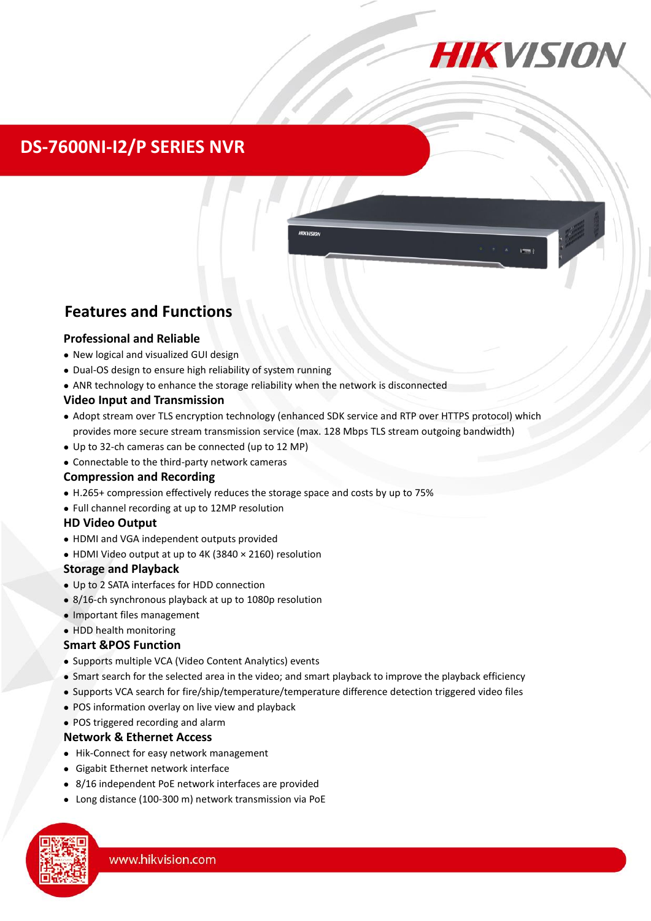# DS-7600NI-I2/P SERIES NVR

## Features and Functions

### Professional and Reliable

- New logical and visualized GUI design
- Dual-OS design to ensure high reliability of system running
- ANR technology to enhance the storage reliability when the network is disconnected

### Video Input and Transmission

- Adopt stream over TLS encryption technology (enhanced SDK service and RTP over HTTPS protocol) which provides more secure stream transmission service (max. 128 Mbps TLS stream outgoing bandwidth)
- Up to 32-ch cameras can be connected (up to 12 MP)
- Connectable to the third-party network cameras

### Compression and Recording

- H.265+ compression effectively reduces the storage space and costs by up to 75%
- Full channel recording at up to 12MP resolution

### HD Video Output

- HDMI and VGA independent outputs provided
- HDMI Video output at up to 4K (3840 × 2160) resolution

### Storage and Playback

- Up to 2 SATA interfaces for HDD connection
- 8/16-ch synchronous playback at up to 1080p resolution
- Important files management
- HDD health monitoring

### Smart &POS Function

- Supports multiple VCA (Video Content Analytics) events
- Smart search for the selected area in the video; and smart playback to improve the playback efficiency
- Supports VCA search for fire/ship/temperature/temperature difference detection triggered video files
- POS information overlay on live view and playback
- POS triggered recording and alarm

### Network & Ethernet Access

- Hik-Connect for easy network management
- Gigabit Ethernet network interface
- 8/16 independent PoE network interfaces are provided
- Long distance (100-300 m) network transmission via PoE

www.hikvision.com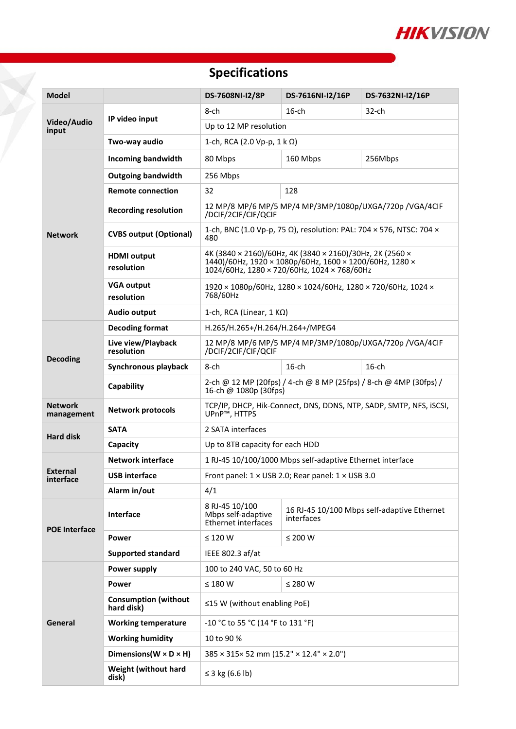## Specifications

| Model | | DS-7608NI-I2/8P | DS-7616NI-I2/16P | DS-7632NI-I2/16P |
|---|---|---|---|---|
| Video/Audio input | IP video input | 8-ch | 16-ch | 32-ch |
| | | Up to 12 MP resolution | | |
| | Two-way audio | 1-ch, RCA (2.0 Vp-p, 1 k Ω) | | |
| Network | Incoming bandwidth | 80 Mbps | 160 Mbps | 256Mbps |
| | Outgoing bandwidth | 256 Mbps | | |
| | Remote connection | 32 | 128 | |
| | Recording resolution | 12 MP/8 MP/6 MP/5 MP/4 MP/3MP/1080p/UXGA/720p /VGA/4CIF /DCIF/2CIF/CIF/QCIF | | |
| | CVBS output (Optional) | 1-ch, BNC (1.0 Vp-p, 75 Ω), resolution: PAL: 704 × 576, NTSC: 704 × 480 | | |
| | HDMI output resolution | 4K (3840 × 2160)/60Hz, 4K (3840 × 2160)/30Hz, 2K (2560 × 1440)/60Hz, 1920 × 1080p/60Hz, 1600 × 1200/60Hz, 1280 × 1024/60Hz, 1280 × 720/60Hz, 1024 × 768/60Hz | | |
| | VGA output resolution | 1920 × 1080p/60Hz, 1280 × 1024/60Hz, 1280 × 720/60Hz, 1024 × 768/60Hz | | |
| | Audio output | 1-ch, RCA (Linear, 1 KΩ) | | |
| Decoding | Decoding format | H.265/H.265+/H.264/H.264+/MPEG4 | | |
| | Live view/Playback resolution | 12 MP/8 MP/6 MP/5 MP/4 MP/3MP/1080p/UXGA/720p /VGA/4CIF /DCIF/2CIF/CIF/QCIF | | |
| | Synchronous playback | 8-ch | 16-ch | 16-ch |
| | Capability | 2-ch @ 12 MP (20fps) / 4-ch @ 8 MP (25fps) / 8-ch @ 4MP (30fps) / 16-ch @ 1080p (30fps) | | |
| Network management | Network protocols | TCP/IP, DHCP, Hik-Connect, DNS, DDNS, NTP, SADP, SMTP, NFS, iSCSI, UPnP™, HTTPS | | |
| Hard disk | SATA | 2 SATA interfaces | | |
| | Capacity | Up to 8TB capacity for each HDD | | |
| External interface | Network interface | 1 RJ-45 10/100/1000 Mbps self-adaptive Ethernet interface | | |
| | USB interface | Front panel: 1 × USB 2.0; Rear panel: 1 × USB 3.0 | | |
| | Alarm in/out | 4/1 | | |
| POE Interface | Interface | 8 RJ-45 10/100 Mbps self-adaptive Ethernet interfaces | 16 RJ-45 10/100 Mbps self-adaptive Ethernet interfaces | |
| | Power | ≤ 120 W | ≤ 200 W | |
| | Supported standard | IEEE 802.3 af/at | | |
| General | Power supply | 100 to 240 VAC, 50 to 60 Hz | | |
| | Power | ≤ 180 W | ≤ 280 W | |
| | Consumption (without hard disk) | ≤15 W (without enabling PoE) | | |
| | Working temperature | -10 °C to 55 °C (14 °F to 131 °F) | | |
| | Working humidity | 10 to 90 % | | |
| | Dimensions(W × D × H) | 385 × 315× 52 mm (15.2" × 12.4" × 2.0") | | |
| | Weight (without hard disk) | ≤ 3 kg (6.6 lb) | | |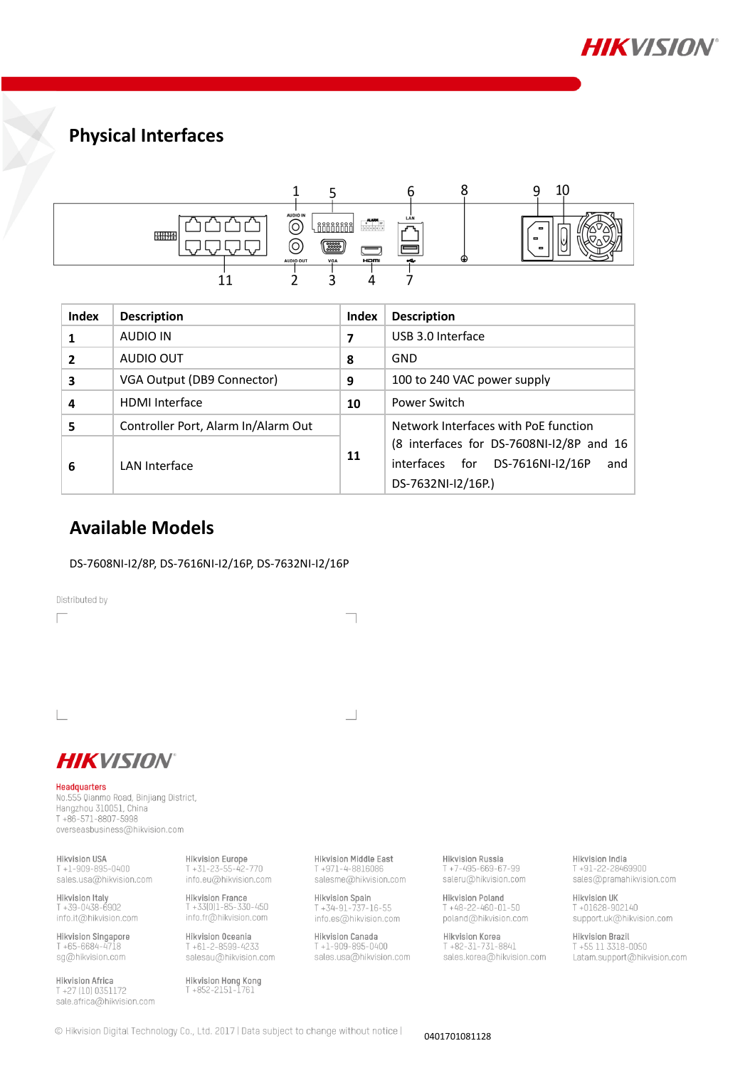## Physical Interfaces

1 5 6 8 9 10

AUDIO IN ALARM LAN

AUDIO OUT VGA HDMI

11 2 3 4 7

| Index | Description | Index | Description |
|---|---|---|---|
| 1 | AUDIO IN | 7 | USB 3.0 Interface |
| 2 | AUDIO OUT | 8 | GND |
| 3 | VGA Output (DB9 Connector) | 9 | 100 to 240 VAC power supply |
| 4 | HDMI Interface | 10 | Power Switch |
| 5 | Controller Port, Alarm In/Alarm Out | 11 | Network Interfaces with PoE function (8 interfaces for DS-7608NI-I2/8P and 16 interfaces for DS-7616NI-I2/16P and DS-7632NI-I2/16P.) |
| 6 | LAN Interface | | |

## Available Models

DS-7608NI-I2/8P, DS-7616NI-I2/16P, DS-7632NI-I2/16P

Distributed by

**Headquarters**
No.555 Qianmo Road, Binjiang District,
Hangzhou 310051, China
T +86-571-8807-5998
overseasbusiness@hikvision.com

Hikvision USA
T +1-909-895-0400
sales.usa@hikvision.com

Hikvision Europe
T +31-23-55-42-770
info.eu@hikvision.com

Hikvision Middle East
T +971-4-8816086
salesme@hikvision.com

Hikvision Russia
T +7-495-669-67-99
saleru@hikvision.com

Hikvision India
T +91-22-28469900
sales@pramahikvision.com

Hikvision Italy
T +39-0438-6902
info.it@hikvision.com

Hikvision France
T +33(0)1-85-330-450
info.fr@hikvision.com

Hikvision Spain
T +34-91-737-16-55
info.es@hikvision.com

Hikvision Poland
T +48-22-460-01-50
poland@hikvision.com

Hikvision UK
T +01628-902140
support.uk@hikvision.com

Hikvision Singapore
T +65-6684-4718
sg@hikvision.com

Hikvision Oceania
T +61-2-8599-4233
salesau@hikvision.com

Hikvision Canada
T +1-909-895-0400
sales.usa@hikvision.com

Hikvision Korea
T +82-31-731-8841
sales.korea@hikvision.com

Hikvision Brazil
T +55 11 3318-0050
Latam.support@hikvision.com

Hikvision Africa
T +27 (10) 0351172
sale.africa@hikvision.com

Hikvision Hong Kong
T +852-2151-1761

© Hikvision Digital Technology Co., Ltd. 2017 | Data subject to change without notice | 0401701081128